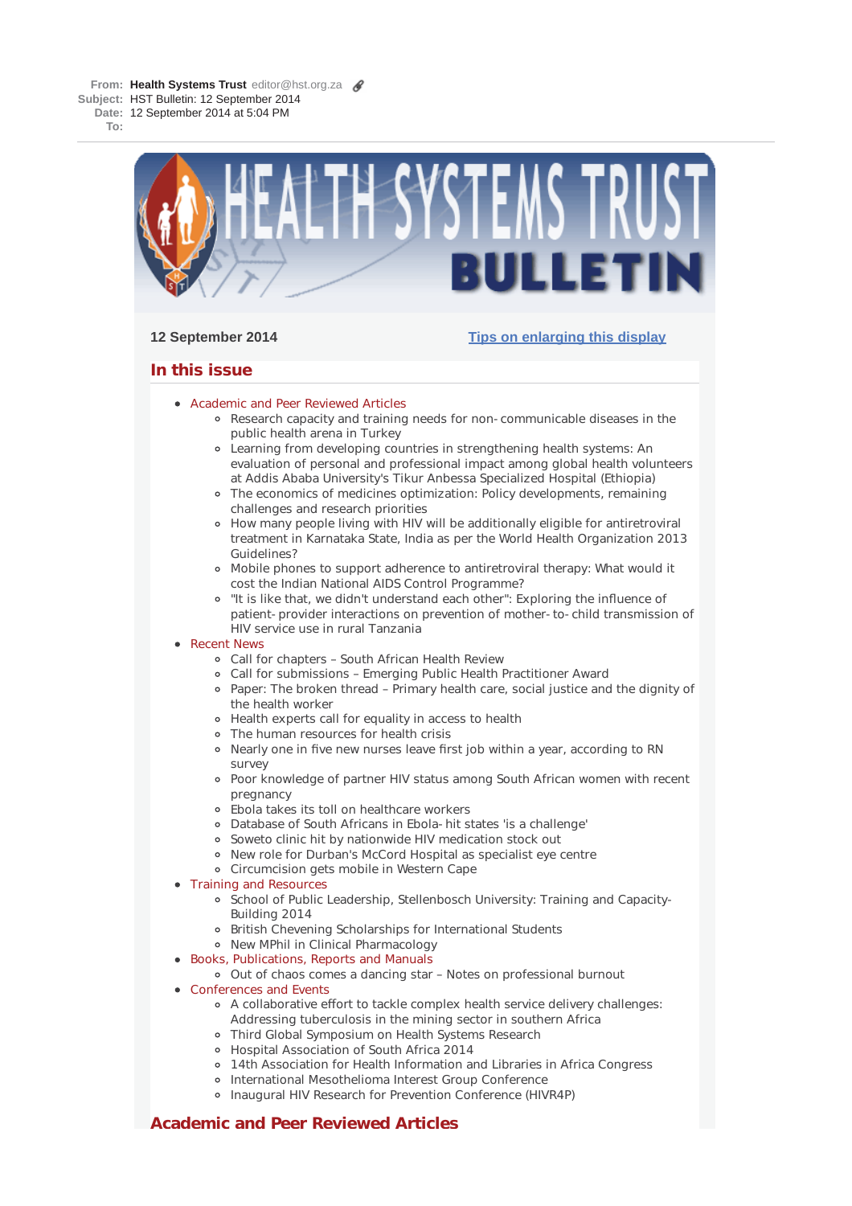**From:** **Health Systems Trust** editor@hst.org.za
**Subject:** HST Bulletin: 12 September 2014
**Date:** 12 September 2014 at 5:04 PM
**To:**

# HEALTH SYSTEMS TRUST BULLETIN

**12 September 2014**

[Tips on enlarging this display]

## In this issue

- Academic and Peer Reviewed Articles
  - Research capacity and training needs for non-communicable diseases in the public health arena in Turkey
  - Learning from developing countries in strengthening health systems: An evaluation of personal and professional impact among global health volunteers at Addis Ababa University's Tikur Anbessa Specialized Hospital (Ethiopia)
  - The economics of medicines optimization: Policy developments, remaining challenges and research priorities
  - How many people living with HIV will be additionally eligible for antiretroviral treatment in Karnataka State, India as per the World Health Organization 2013 Guidelines?
  - Mobile phones to support adherence to antiretroviral therapy: What would it cost the Indian National AIDS Control Programme?
  - "It is like that, we didn't understand each other": Exploring the influence of patient-provider interactions on prevention of mother-to-child transmission of HIV service use in rural Tanzania
- Recent News
  - Call for chapters – South African Health Review
  - Call for submissions – Emerging Public Health Practitioner Award
  - Paper: The broken thread – Primary health care, social justice and the dignity of the health worker
  - Health experts call for equality in access to health
  - The human resources for health crisis
  - Nearly one in five new nurses leave first job within a year, according to RN survey
  - Poor knowledge of partner HIV status among South African women with recent pregnancy
  - Ebola takes its toll on healthcare workers
  - Database of South Africans in Ebola-hit states 'is a challenge'
  - Soweto clinic hit by nationwide HIV medication stock out
  - New role for Durban's McCord Hospital as specialist eye centre
  - Circumcision gets mobile in Western Cape
- Training and Resources
  - School of Public Leadership, Stellenbosch University: Training and Capacity-Building 2014
  - British Chevening Scholarships for International Students
  - New MPhil in Clinical Pharmacology
- Books, Publications, Reports and Manuals
  - Out of chaos comes a dancing star – Notes on professional burnout
- Conferences and Events
  - A collaborative effort to tackle complex health service delivery challenges: Addressing tuberculosis in the mining sector in southern Africa
  - Third Global Symposium on Health Systems Research
  - Hospital Association of South Africa 2014
  - 14th Association for Health Information and Libraries in Africa Congress
  - International Mesothelioma Interest Group Conference
  - Inaugural HIV Research for Prevention Conference (HIVR4P)

## Academic and Peer Reviewed Articles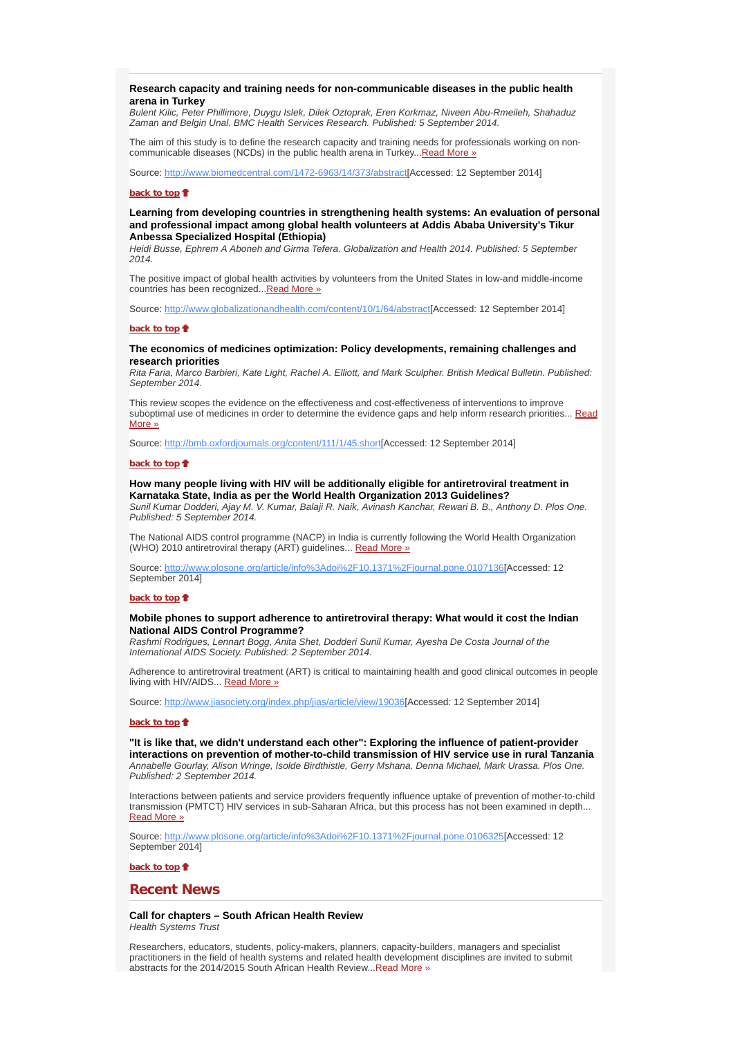**Research capacity and training needs for non-communicable diseases in the public health arena in Turkey**
*Bulent Kilic, Peter Phillimore, Duygu Islek, Dilek Oztoprak, Eren Korkmaz, Niveen Abu-Rmeileh, Shahaduz Zaman and Belgin Unal. BMC Health Services Research. Published: 5 September 2014.*

The aim of this study is to define the research capacity and training needs for professionals working on non-communicable diseases (NCDs) in the public health arena in Turkey...Read More »

Source: http://www.biomedcentral.com/1472-6963/14/373/abstract[Accessed: 12 September 2014]

**back to top**

**Learning from developing countries in strengthening health systems: An evaluation of personal and professional impact among global health volunteers at Addis Ababa University's Tikur Anbessa Specialized Hospital (Ethiopia)**
*Heidi Busse, Ephrem A Aboneh and Girma Tefera. Globalization and Health 2014. Published: 5 September 2014.*

The positive impact of global health activities by volunteers from the United States in low-and middle-income countries has been recognized...Read More »

Source: http://www.globalizationandhealth.com/content/10/1/64/abstract[Accessed: 12 September 2014]

**back to top**

**The economics of medicines optimization: Policy developments, remaining challenges and research priorities**
*Rita Faria, Marco Barbieri, Kate Light, Rachel A. Elliott, and Mark Sculpher. British Medical Bulletin. Published: September 2014.*

This review scopes the evidence on the effectiveness and cost-effectiveness of interventions to improve suboptimal use of medicines in order to determine the evidence gaps and help inform research priorities... Read More »

Source: http://bmb.oxfordjournals.org/content/111/1/45.short[Accessed: 12 September 2014]

**back to top**

**How many people living with HIV will be additionally eligible for antiretroviral treatment in Karnataka State, India as per the World Health Organization 2013 Guidelines?**
*Sunil Kumar Dodderi, Ajay M. V. Kumar, Balaji R. Naik, Avinash Kanchar, Rewari B. B., Anthony D. Plos One. Published: 5 September 2014.*

The National AIDS control programme (NACP) in India is currently following the World Health Organization (WHO) 2010 antiretroviral therapy (ART) guidelines... Read More »

Source: http://www.plosone.org/article/info%3Adoi%2F10.1371%2Fjournal.pone.0107136[Accessed: 12 September 2014]

**back to top**

**Mobile phones to support adherence to antiretroviral therapy: What would it cost the Indian National AIDS Control Programme?**
*Rashmi Rodrigues, Lennart Bogg, Anita Shet, Dodderi Sunil Kumar, Ayesha De Costa Journal of the International AIDS Society. Published: 2 September 2014.*

Adherence to antiretroviral treatment (ART) is critical to maintaining health and good clinical outcomes in people living with HIV/AIDS... Read More »

Source: http://www.jiasociety.org/index.php/jias/article/view/19036[Accessed: 12 September 2014]

**back to top**

**"It is like that, we didn't understand each other": Exploring the influence of patient-provider interactions on prevention of mother-to-child transmission of HIV service use in rural Tanzania**
*Annabelle Gourlay, Alison Wringe, Isolde Birdthistle, Gerry Mshana, Denna Michael, Mark Urassa. Plos One. Published: 2 September 2014.*

Interactions between patients and service providers frequently influence uptake of prevention of mother-to-child transmission (PMTCT) HIV services in sub-Saharan Africa, but this process has not been examined in depth... Read More »

Source: http://www.plosone.org/article/info%3Adoi%2F10.1371%2Fjournal.pone.0106325[Accessed: 12 September 2014]

**back to top**

## Recent News

**Call for chapters – South African Health Review**
*Health Systems Trust*

Researchers, educators, students, policy-makers, planners, capacity-builders, managers and specialist practitioners in the field of health systems and related health development disciplines are invited to submit abstracts for the 2014/2015 South African Health Review...Read More »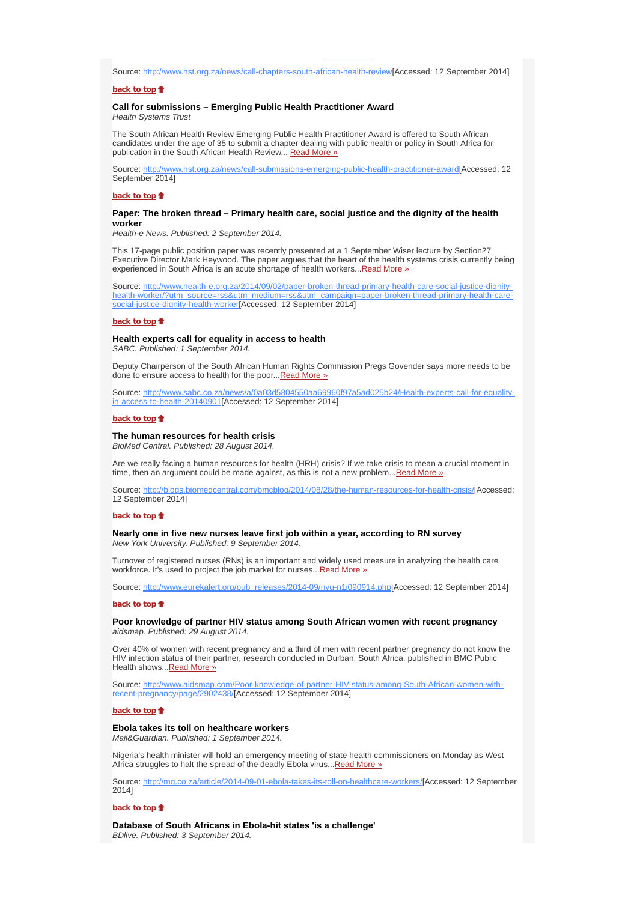Source: [http://www.hst.org.za/news/call-chapters-south-african-health-review](http://www.hst.org.za/news/call-chapters-south-african-health-review)[Accessed: 12 September 2014]

**back to top**

### Call for submissions – Emerging Public Health Practitioner Award

*Health Systems Trust*

The South African Health Review Emerging Public Health Practitioner Award is offered to South African candidates under the age of 35 to submit a chapter dealing with public health or policy in South Africa for publication in the South African Health Review... Read More »

Source: [http://www.hst.org.za/news/call-submissions-emerging-public-health-practitioner-award](http://www.hst.org.za/news/call-submissions-emerging-public-health-practitioner-award)[Accessed: 12 September 2014]

**back to top**

### Paper: The broken thread – Primary health care, social justice and the dignity of the health worker

*Health-e News. Published: 2 September 2014.*

This 17-page public position paper was recently presented at a 1 September Wiser lecture by Section27 Executive Director Mark Heywood. The paper argues that the heart of the health systems crisis currently being experienced in South Africa is an acute shortage of health workers...Read More »

Source: [http://www.health-e.org.za/2014/09/02/paper-broken-thread-primary-health-care-social-justice-dignity-health-worker/?utm_source=rss&utm_medium=rss&utm_campaign=paper-broken-thread-primary-health-care-social-justice-dignity-health-worker](http://www.health-e.org.za/2014/09/02/paper-broken-thread-primary-health-care-social-justice-dignity-health-worker/?utm_source=rss&utm_medium=rss&utm_campaign=paper-broken-thread-primary-health-care-social-justice-dignity-health-worker)[Accessed: 12 September 2014]

**back to top**

### Health experts call for equality in access to health

*SABC. Published: 1 September 2014.*

Deputy Chairperson of the South African Human Rights Commission Pregs Govender says more needs to be done to ensure access to health for the poor...Read More »

Source: [http://www.sabc.co.za/news/a/0a03d5804550aa69960f97a5ad025b24/Health-experts-call-for-equality-in-access-to-health-20140901](http://www.sabc.co.za/news/a/0a03d5804550aa69960f97a5ad025b24/Health-experts-call-for-equality-in-access-to-health-20140901)[Accessed: 12 September 2014]

**back to top**

### The human resources for health crisis

*BioMed Central. Published: 28 August 2014.*

Are we really facing a human resources for health (HRH) crisis? If we take crisis to mean a crucial moment in time, then an argument could be made against, as this is not a new problem...Read More »

Source: [http://blogs.biomedcentral.com/bmcblog/2014/08/28/the-human-resources-for-health-crisis/](http://blogs.biomedcentral.com/bmcblog/2014/08/28/the-human-resources-for-health-crisis/)[Accessed: 12 September 2014]

**back to top**

### Nearly one in five new nurses leave first job within a year, according to RN survey

*New York University. Published: 9 September 2014.*

Turnover of registered nurses (RNs) is an important and widely used measure in analyzing the health care workforce. It's used to project the job market for nurses...Read More »

Source: [http://www.eurekalert.org/pub_releases/2014-09/nyu-n1i090914.php](http://www.eurekalert.org/pub_releases/2014-09/nyu-n1i090914.php)[Accessed: 12 September 2014]

**back to top**

### Poor knowledge of partner HIV status among South African women with recent pregnancy

*aidsmap. Published: 29 August 2014.*

Over 40% of women with recent pregnancy and a third of men with recent partner pregnancy do not know the HIV infection status of their partner, research conducted in Durban, South Africa, published in BMC Public Health shows...Read More »

Source: [http://www.aidsmap.com/Poor-knowledge-of-partner-HIV-status-among-South-African-women-with-recent-pregnancy/page/2902438/](http://www.aidsmap.com/Poor-knowledge-of-partner-HIV-status-among-South-African-women-with-recent-pregnancy/page/2902438/)[Accessed: 12 September 2014]

**back to top**

### Ebola takes its toll on healthcare workers

*Mail&Guardian. Published: 1 September 2014.*

Nigeria's health minister will hold an emergency meeting of state health commissioners on Monday as West Africa struggles to halt the spread of the deadly Ebola virus...Read More »

Source: [http://mg.co.za/article/2014-09-01-ebola-takes-its-toll-on-healthcare-workers/](http://mg.co.za/article/2014-09-01-ebola-takes-its-toll-on-healthcare-workers/)[Accessed: 12 September 2014]

**back to top**

### Database of South Africans in Ebola-hit states 'is a challenge'

*BDlive. Published: 3 September 2014.*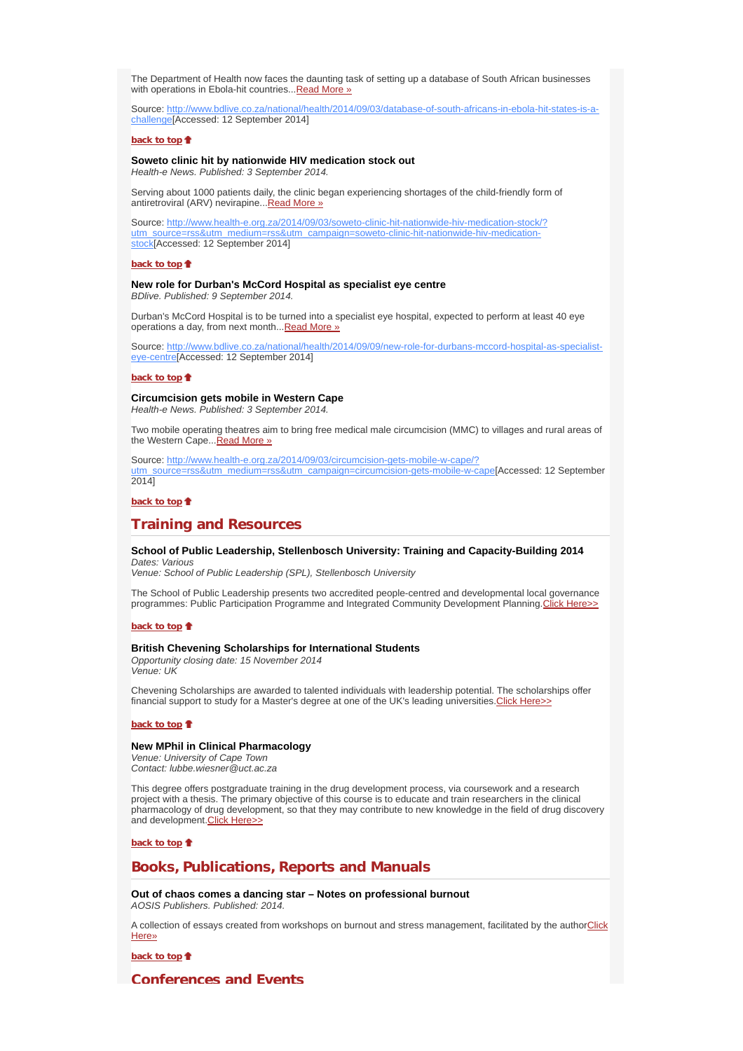The Department of Health now faces the daunting task of setting up a database of South African businesses with operations in Ebola-hit countries...[Read More »]

Source: [http://www.bdlive.co.za/national/health/2014/09/03/database-of-south-africans-in-ebola-hit-states-is-a-challenge][Accessed: 12 September 2014]

**back to top**

**Soweto clinic hit by nationwide HIV medication stock out**
*Health-e News. Published: 3 September 2014.*

Serving about 1000 patients daily, the clinic began experiencing shortages of the child-friendly form of antiretroviral (ARV) nevirapine...[Read More »]

Source: [http://www.health-e.org.za/2014/09/03/soweto-clinic-hit-nationwide-hiv-medication-stock/?utm_source=rss&utm_medium=rss&utm_campaign=soweto-clinic-hit-nationwide-hiv-medication-stock][Accessed: 12 September 2014]

**back to top**

**New role for Durban's McCord Hospital as specialist eye centre**
*BDlive. Published: 9 September 2014.*

Durban's McCord Hospital is to be turned into a specialist eye hospital, expected to perform at least 40 eye operations a day, from next month...[Read More »]

Source: [http://www.bdlive.co.za/national/health/2014/09/09/new-role-for-durbans-mccord-hospital-as-specialist-eye-centre][Accessed: 12 September 2014]

**back to top**

**Circumcision gets mobile in Western Cape**
*Health-e News. Published: 3 September 2014.*

Two mobile operating theatres aim to bring free medical male circumcision (MMC) to villages and rural areas of the Western Cape...[Read More »]

Source: [http://www.health-e.org.za/2014/09/03/circumcision-gets-mobile-w-cape/?utm_source=rss&utm_medium=rss&utm_campaign=circumcision-gets-mobile-w-cape][Accessed: 12 September 2014]

**back to top**

## Training and Resources

**School of Public Leadership, Stellenbosch University: Training and Capacity-Building 2014**
*Dates: Various*
*Venue: School of Public Leadership (SPL), Stellenbosch University*

The School of Public Leadership presents two accredited people-centred and developmental local governance programmes: Public Participation Programme and Integrated Community Development Planning.[Click Here>>]

**back to top**

**British Chevening Scholarships for International Students**
*Opportunity closing date: 15 November 2014*
*Venue: UK*

Chevening Scholarships are awarded to talented individuals with leadership potential. The scholarships offer financial support to study for a Master's degree at one of the UK's leading universities.[Click Here>>]

**back to top**

**New MPhil in Clinical Pharmacology**
*Venue: University of Cape Town*
*Contact: lubbe.wiesner@uct.ac.za*

This degree offers postgraduate training in the drug development process, via coursework and a research project with a thesis. The primary objective of this course is to educate and train researchers in the clinical pharmacology of drug development, so that they may contribute to new knowledge in the field of drug discovery and development.[Click Here>>]

**back to top**

## Books, Publications, Reports and Manuals

**Out of chaos comes a dancing star – Notes on professional burnout**
*AOSIS Publishers. Published: 2014.*

A collection of essays created from workshops on burnout and stress management, facilitated by the author[Click Here»]

**back to top**

## Conferences and Events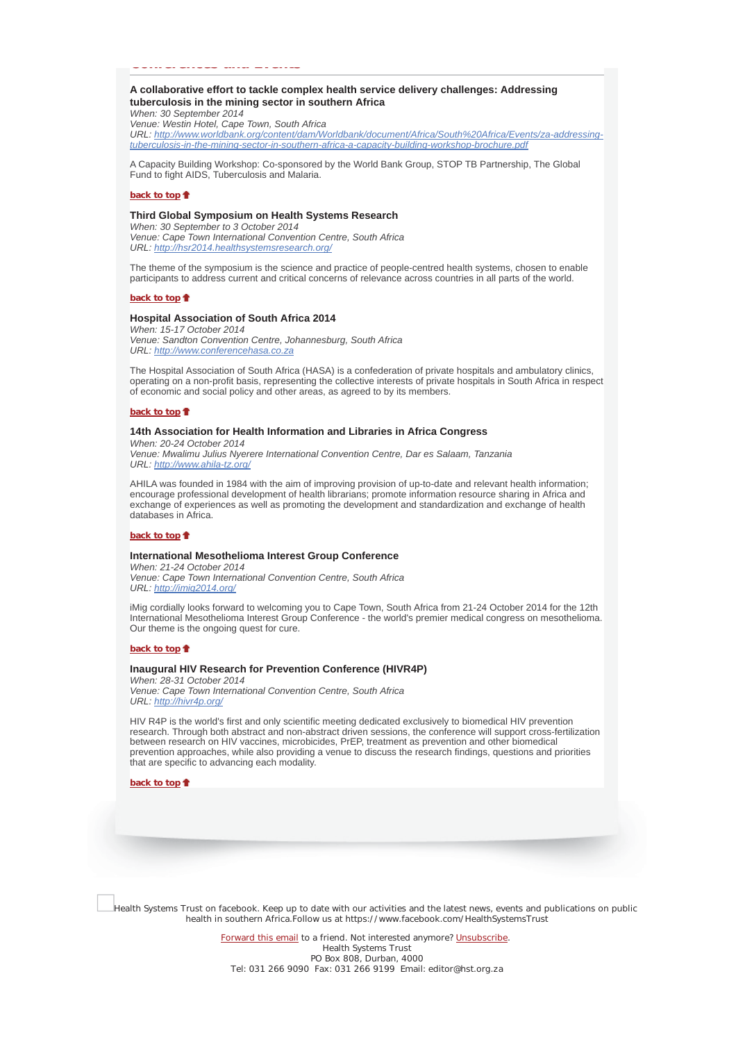### A collaborative effort to tackle complex health service delivery challenges: Addressing tuberculosis in the mining sector in southern Africa

*When: 30 September 2014*
*Venue: Westin Hotel, Cape Town, South Africa*
*URL: [http://www.worldbank.org/content/dam/Worldbank/document/Africa/South%20Africa/Events/za-addressing-tuberculosis-in-the-mining-sector-in-southern-africa-a-capacity-building-workshop-brochure.pdf](http://www.worldbank.org/content/dam/Worldbank/document/Africa/South%20Africa/Events/za-addressing-tuberculosis-in-the-mining-sector-in-southern-africa-a-capacity-building-workshop-brochure.pdf)*

A Capacity Building Workshop: Co-sponsored by the World Bank Group, STOP TB Partnership, The Global Fund to fight AIDS, Tuberculosis and Malaria.

**back to top**

### Third Global Symposium on Health Systems Research

*When: 30 September to 3 October 2014*
*Venue: Cape Town International Convention Centre, South Africa*
*URL: [http://hsr2014.healthsystemsresearch.org/](http://hsr2014.healthsystemsresearch.org/)*

The theme of the symposium is the science and practice of people-centred health systems, chosen to enable participants to address current and critical concerns of relevance across countries in all parts of the world.

**back to top**

### Hospital Association of South Africa 2014

*When: 15-17 October 2014*
*Venue: Sandton Convention Centre, Johannesburg, South Africa*
*URL: [http://www.conferencehasa.co.za](http://www.conferencehasa.co.za)*

The Hospital Association of South Africa (HASA) is a confederation of private hospitals and ambulatory clinics, operating on a non-profit basis, representing the collective interests of private hospitals in South Africa in respect of economic and social policy and other areas, as agreed to by its members.

**back to top**

### 14th Association for Health Information and Libraries in Africa Congress

*When: 20-24 October 2014*
*Venue: Mwalimu Julius Nyerere International Convention Centre, Dar es Salaam, Tanzania*
*URL: [http://www.ahila-tz.org/](http://www.ahila-tz.org/)*

AHILA was founded in 1984 with the aim of improving provision of up-to-date and relevant health information; encourage professional development of health librarians; promote information resource sharing in Africa and exchange of experiences as well as promoting the development and standardization and exchange of health databases in Africa.

**back to top**

### International Mesothelioma Interest Group Conference

*When: 21-24 October 2014*
*Venue: Cape Town International Convention Centre, South Africa*
*URL: [http://imig2014.org/](http://imig2014.org/)*

iMig cordially looks forward to welcoming you to Cape Town, South Africa from 21-24 October 2014 for the 12th International Mesothelioma Interest Group Conference - the world's premier medical congress on mesothelioma. Our theme is the ongoing quest for cure.

**back to top**

### Inaugural HIV Research for Prevention Conference (HIVR4P)

*When: 28-31 October 2014*
*Venue: Cape Town International Convention Centre, South Africa*
*URL: [http://hivr4p.org/](http://hivr4p.org/)*

HIV R4P is the world's first and only scientific meeting dedicated exclusively to biomedical HIV prevention research. Through both abstract and non-abstract driven sessions, the conference will support cross-fertilization between research on HIV vaccines, microbicides, PrEP, treatment as prevention and other biomedical prevention approaches, while also providing a venue to discuss the research findings, questions and priorities that are specific to advancing each modality.

**back to top**

Health Systems Trust on facebook. Keep up to date with our activities and the latest news, events and publications on public health in southern Africa.Follow us at https://www.facebook.com/HealthSystemsTrust

Forward this email to a friend. Not interested anymore? Unsubscribe.
Health Systems Trust
PO Box 808, Durban, 4000
Tel: 031 266 9090 Fax: 031 266 9199 Email: editor@hst.org.za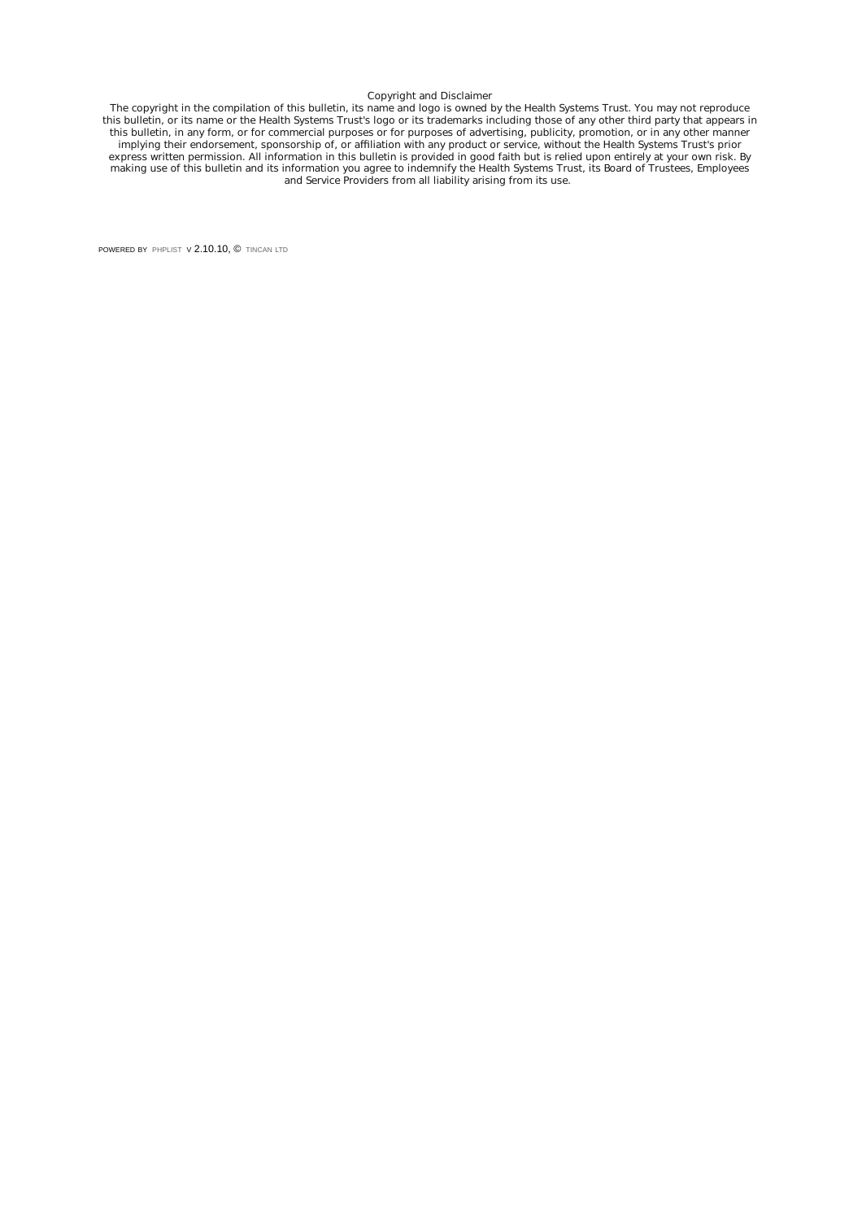Copyright and Disclaimer

The copyright in the compilation of this bulletin, its name and logo is owned by the Health Systems Trust. You may not reproduce this bulletin, or its name or the Health Systems Trust's logo or its trademarks including those of any other third party that appears in this bulletin, in any form, or for commercial purposes or for purposes of advertising, publicity, promotion, or in any other manner implying their endorsement, sponsorship of, or affiliation with any product or service, without the Health Systems Trust's prior express written permission. All information in this bulletin is provided in good faith but is relied upon entirely at your own risk. By making use of this bulletin and its information you agree to indemnify the Health Systems Trust, its Board of Trustees, Employees and Service Providers from all liability arising from its use.

POWERED BY PHPLIST V 2.10.10, © TINCAN LTD